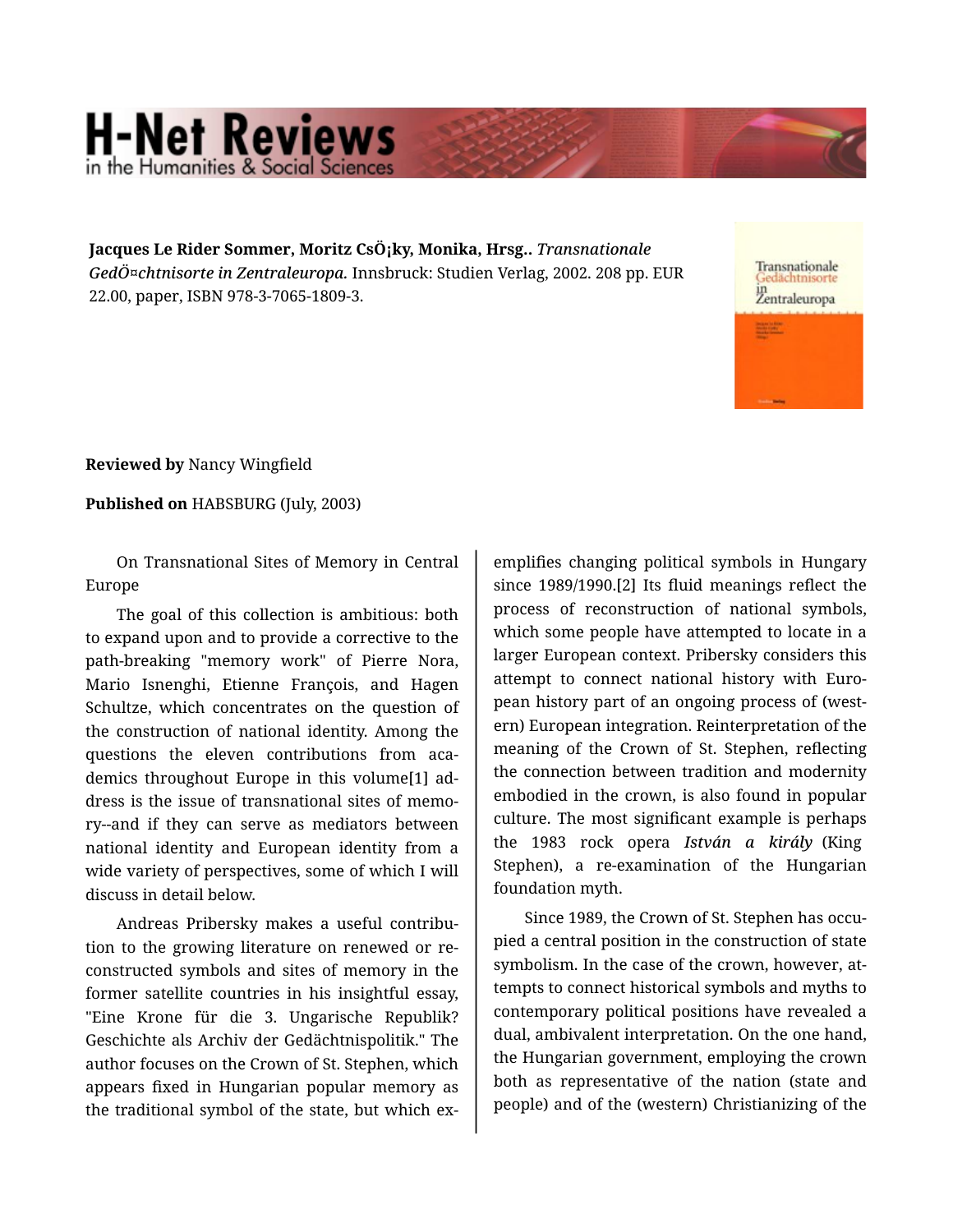# H-Net Reviews
in the Humanities & Social Sciences

**Jacques Le Rider Sommer, Moritz CsÖ¡ky, Monika, Hrsg..** *Transnationale GedÖ¤chtnisorte in Zentraleuropa.* Innsbruck: Studien Verlag, 2002. 208 pp. EUR 22.00, paper, ISBN 978-3-7065-1809-3.

**Reviewed by** Nancy Wingfield

**Published on** HABSBURG (July, 2003)

On Transnational Sites of Memory in Central Europe

The goal of this collection is ambitious: both to expand upon and to provide a corrective to the path-breaking "memory work" of Pierre Nora, Mario Isnenghi, Etienne François, and Hagen Schultze, which concentrates on the question of the construction of national identity. Among the questions the eleven contributions from academics throughout Europe in this volume[1] address is the issue of transnational sites of memory--and if they can serve as mediators between national identity and European identity from a wide variety of perspectives, some of which I will discuss in detail below.

Andreas Pribersky makes a useful contribution to the growing literature on renewed or reconstructed symbols and sites of memory in the former satellite countries in his insightful essay, "Eine Krone für die 3. Ungarische Republik? Geschichte als Archiv der Gedächtnispolitik." The author focuses on the Crown of St. Stephen, which appears fixed in Hungarian popular memory as the traditional symbol of the state, but which exemplifies changing political symbols in Hungary since 1989/1990.[2] Its fluid meanings reflect the process of reconstruction of national symbols, which some people have attempted to locate in a larger European context. Pribersky considers this attempt to connect national history with European history part of an ongoing process of (western) European integration. Reinterpretation of the meaning of the Crown of St. Stephen, reflecting the connection between tradition and modernity embodied in the crown, is also found in popular culture. The most significant example is perhaps the 1983 rock opera ***István a király*** (King Stephen), a re-examination of the Hungarian foundation myth.

Since 1989, the Crown of St. Stephen has occupied a central position in the construction of state symbolism. In the case of the crown, however, attempts to connect historical symbols and myths to contemporary political positions have revealed a dual, ambivalent interpretation. On the one hand, the Hungarian government, employing the crown both as representative of the nation (state and people) and of the (western) Christianizing of the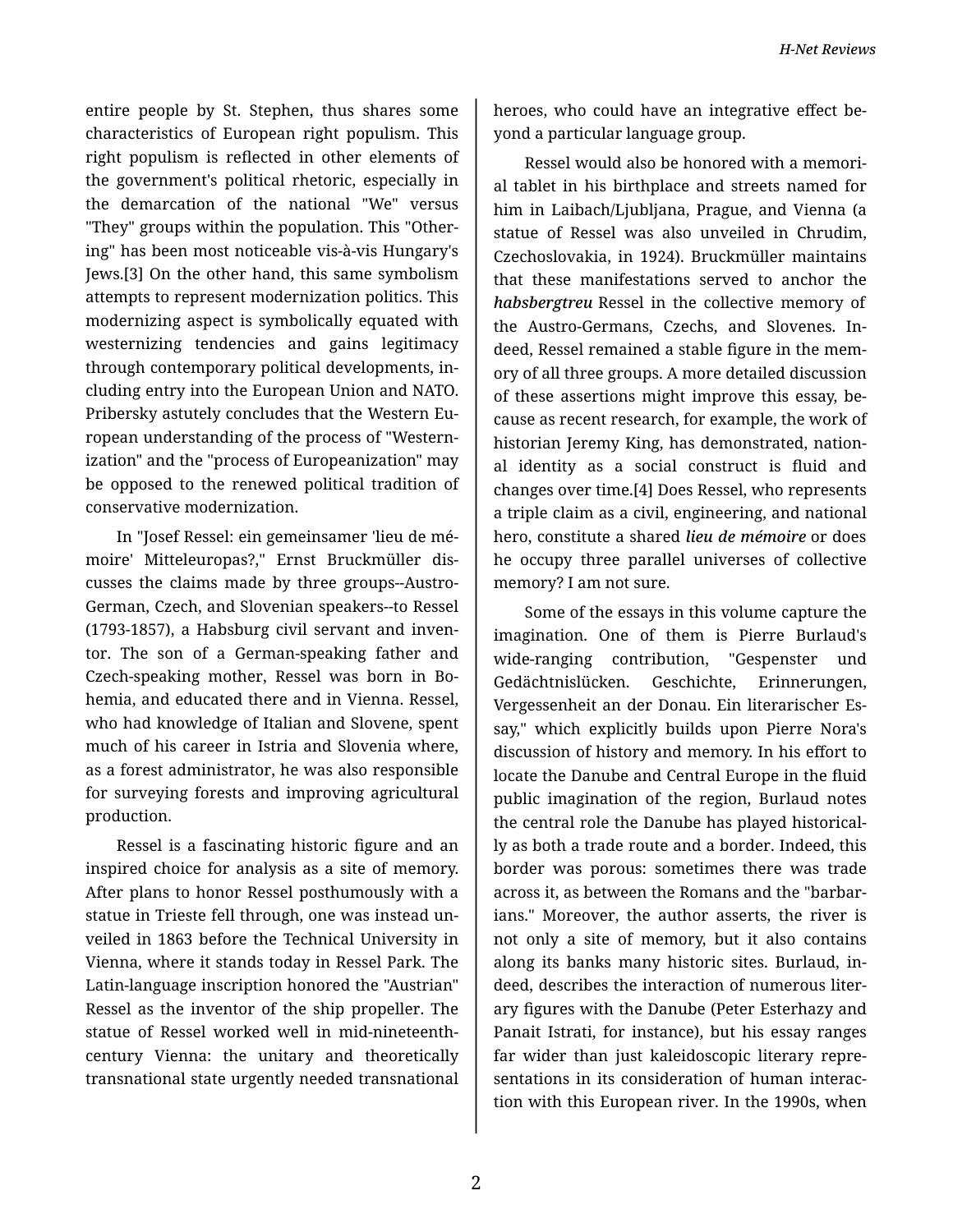entire people by St. Stephen, thus shares some characteristics of European right populism. This right populism is reflected in other elements of the government's political rhetoric, especially in the demarcation of the national "We" versus "They" groups within the population. This "Othering" has been most noticeable vis-à-vis Hungary's Jews.[3] On the other hand, this same symbolism attempts to represent modernization politics. This modernizing aspect is symbolically equated with westernizing tendencies and gains legitimacy through contemporary political developments, including entry into the European Union and NATO. Pribersky astutely concludes that the Western European understanding of the process of "Westernization" and the "process of Europeanization" may be opposed to the renewed political tradition of conservative modernization.

In "Josef Ressel: ein gemeinsamer 'lieu de mémoire' Mitteleuropas?," Ernst Bruckmüller discusses the claims made by three groups--Austro-German, Czech, and Slovenian speakers--to Ressel (1793-1857), a Habsburg civil servant and inventor. The son of a German-speaking father and Czech-speaking mother, Ressel was born in Bohemia, and educated there and in Vienna. Ressel, who had knowledge of Italian and Slovene, spent much of his career in Istria and Slovenia where, as a forest administrator, he was also responsible for surveying forests and improving agricultural production.

Ressel is a fascinating historic figure and an inspired choice for analysis as a site of memory. After plans to honor Ressel posthumously with a statue in Trieste fell through, one was instead unveiled in 1863 before the Technical University in Vienna, where it stands today in Ressel Park. The Latin-language inscription honored the "Austrian" Ressel as the inventor of the ship propeller. The statue of Ressel worked well in mid-nineteenth-century Vienna: the unitary and theoretically transnational state urgently needed transnational heroes, who could have an integrative effect beyond a particular language group.

Ressel would also be honored with a memorial tablet in his birthplace and streets named for him in Laibach/Ljubljana, Prague, and Vienna (a statue of Ressel was also unveiled in Chrudim, Czechoslovakia, in 1924). Bruckmüller maintains that these manifestations served to anchor the ***habsbergtreu*** Ressel in the collective memory of the Austro-Germans, Czechs, and Slovenes. Indeed, Ressel remained a stable figure in the memory of all three groups. A more detailed discussion of these assertions might improve this essay, because as recent research, for example, the work of historian Jeremy King, has demonstrated, national identity as a social construct is fluid and changes over time.[4] Does Ressel, who represents a triple claim as a civil, engineering, and national hero, constitute a shared ***lieu de mémoire*** or does he occupy three parallel universes of collective memory? I am not sure.

Some of the essays in this volume capture the imagination. One of them is Pierre Burlaud's wide-ranging contribution, "Gespenster und Gedächtnislücken. Geschichte, Erinnerungen, Vergessenheit an der Donau. Ein literarischer Essay," which explicitly builds upon Pierre Nora's discussion of history and memory. In his effort to locate the Danube and Central Europe in the fluid public imagination of the region, Burlaud notes the central role the Danube has played historically as both a trade route and a border. Indeed, this border was porous: sometimes there was trade across it, as between the Romans and the "barbarians." Moreover, the author asserts, the river is not only a site of memory, but it also contains along its banks many historic sites. Burlaud, indeed, describes the interaction of numerous literary figures with the Danube (Peter Esterhazy and Panait Istrati, for instance), but his essay ranges far wider than just kaleidoscopic literary representations in its consideration of human interaction with this European river. In the 1990s, when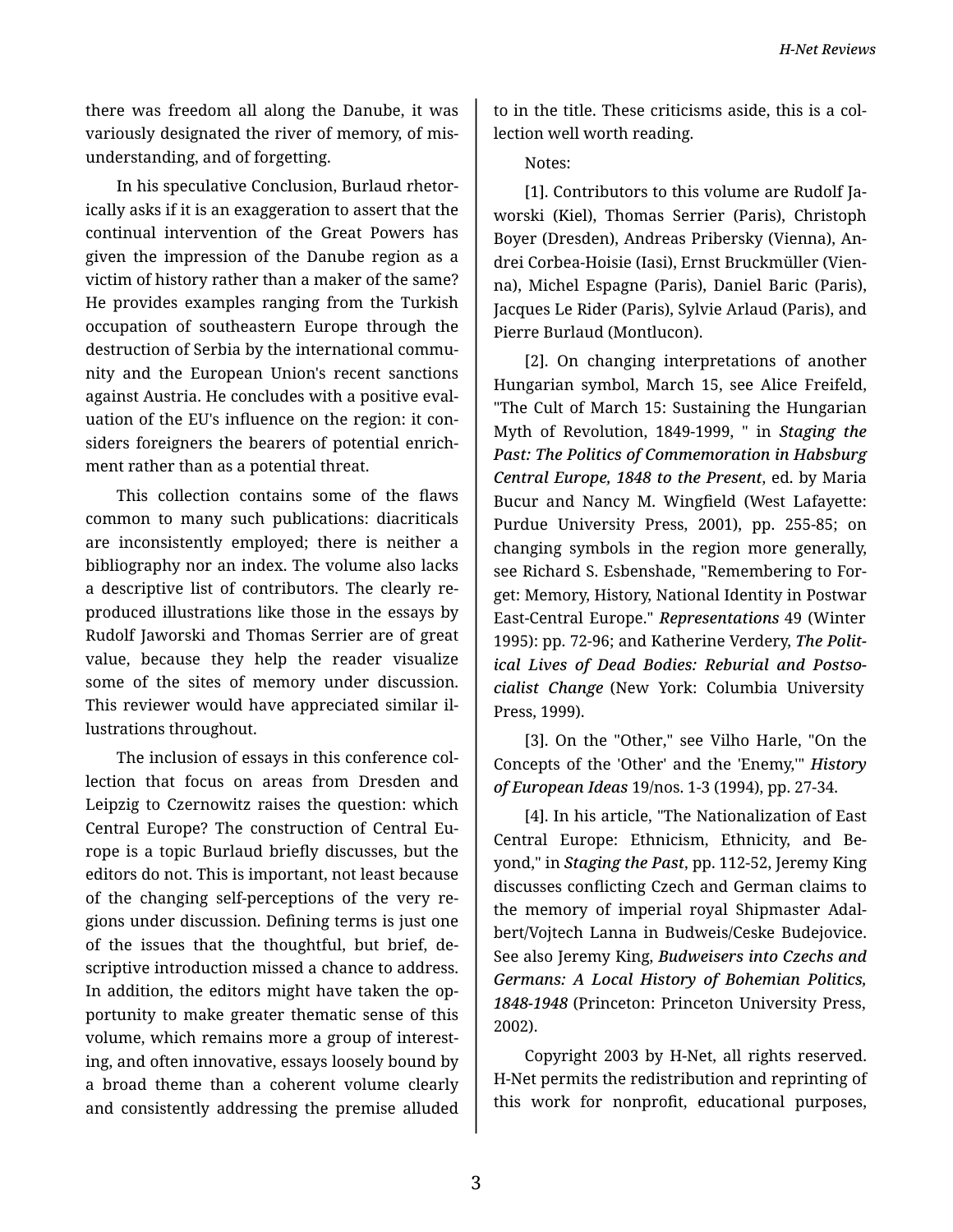there was freedom all along the Danube, it was variously designated the river of memory, of misunderstanding, and of forgetting.

In his speculative Conclusion, Burlaud rhetorically asks if it is an exaggeration to assert that the continual intervention of the Great Powers has given the impression of the Danube region as a victim of history rather than a maker of the same? He provides examples ranging from the Turkish occupation of southeastern Europe through the destruction of Serbia by the international community and the European Union's recent sanctions against Austria. He concludes with a positive evaluation of the EU's influence on the region: it considers foreigners the bearers of potential enrichment rather than as a potential threat.

This collection contains some of the flaws common to many such publications: diacriticals are inconsistently employed; there is neither a bibliography nor an index. The volume also lacks a descriptive list of contributors. The clearly reproduced illustrations like those in the essays by Rudolf Jaworski and Thomas Serrier are of great value, because they help the reader visualize some of the sites of memory under discussion. This reviewer would have appreciated similar illustrations throughout.

The inclusion of essays in this conference collection that focus on areas from Dresden and Leipzig to Czernowitz raises the question: which Central Europe? The construction of Central Europe is a topic Burlaud briefly discusses, but the editors do not. This is important, not least because of the changing self-perceptions of the very regions under discussion. Defining terms is just one of the issues that the thoughtful, but brief, descriptive introduction missed a chance to address. In addition, the editors might have taken the opportunity to make greater thematic sense of this volume, which remains more a group of interesting, and often innovative, essays loosely bound by a broad theme than a coherent volume clearly and consistently addressing the premise alluded to in the title. These criticisms aside, this is a collection well worth reading.

Notes:

[1]. Contributors to this volume are Rudolf Jaworski (Kiel), Thomas Serrier (Paris), Christoph Boyer (Dresden), Andreas Pribersky (Vienna), Andrei Corbea-Hoisie (Iasi), Ernst Bruckmüller (Vienna), Michel Espagne (Paris), Daniel Baric (Paris), Jacques Le Rider (Paris), Sylvie Arlaud (Paris), and Pierre Burlaud (Montlucon).

[2]. On changing interpretations of another Hungarian symbol, March 15, see Alice Freifeld, "The Cult of March 15: Sustaining the Hungarian Myth of Revolution, 1849-1999, " in ***Staging the Past: The Politics of Commemoration in Habsburg Central Europe, 1848 to the Present***, ed. by Maria Bucur and Nancy M. Wingfield (West Lafayette: Purdue University Press, 2001), pp. 255-85; on changing symbols in the region more generally, see Richard S. Esbenshade, "Remembering to Forget: Memory, History, National Identity in Postwar East-Central Europe." ***Representations*** 49 (Winter 1995): pp. 72-96; and Katherine Verdery, ***The Political Lives of Dead Bodies: Reburial and Postsocialist Change*** (New York: Columbia University Press, 1999).

[3]. On the "Other," see Vilho Harle, "On the Concepts of the 'Other' and the 'Enemy,'" ***History of European Ideas*** 19/nos. 1-3 (1994), pp. 27-34.

[4]. In his article, "The Nationalization of East Central Europe: Ethnicism, Ethnicity, and Beyond," in ***Staging the Past***, pp. 112-52, Jeremy King discusses conflicting Czech and German claims to the memory of imperial royal Shipmaster Adalbert/Vojtech Lanna in Budweis/Ceske Budejovice. See also Jeremy King, ***Budweisers into Czechs and Germans: A Local History of Bohemian Politics, 1848-1948*** (Princeton: Princeton University Press, 2002).

Copyright 2003 by H-Net, all rights reserved. H-Net permits the redistribution and reprinting of this work for nonprofit, educational purposes,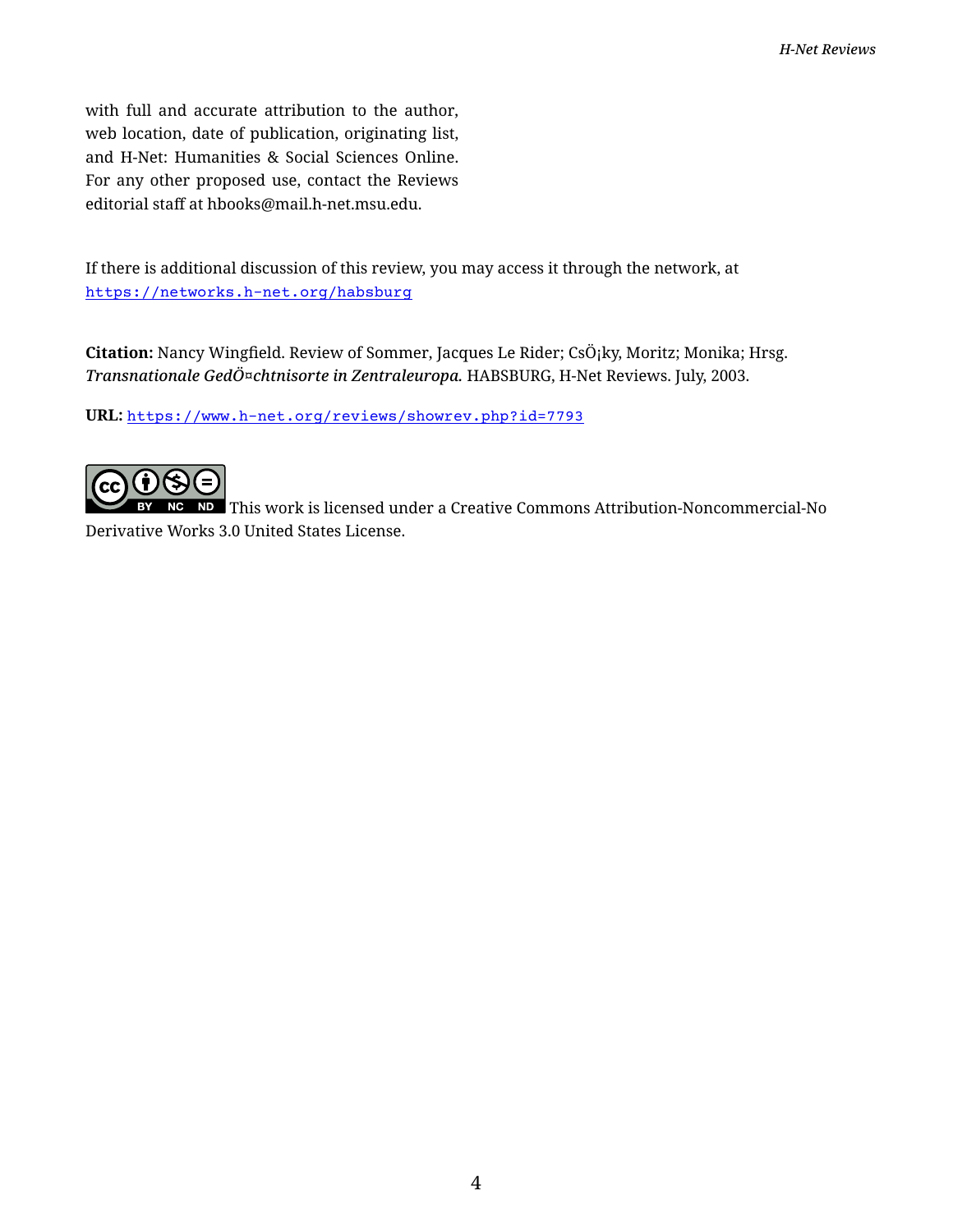with full and accurate attribution to the author, web location, date of publication, originating list, and H-Net: Humanities & Social Sciences Online. For any other proposed use, contact the Reviews editorial staff at hbooks@mail.h-net.msu.edu.

If there is additional discussion of this review, you may access it through the network, at https://networks.h-net.org/habsburg

**Citation:** Nancy Wingfield. Review of Sommer, Jacques Le Rider; CsÖ¡ky, Moritz; Monika; Hrsg. *Transnationale GedÖ¤chtnisorte in Zentraleuropa.* HABSBURG, H-Net Reviews. July, 2003.

**URL:** https://www.h-net.org/reviews/showrev.php?id=7793

This work is licensed under a Creative Commons Attribution-Noncommercial-No Derivative Works 3.0 United States License.